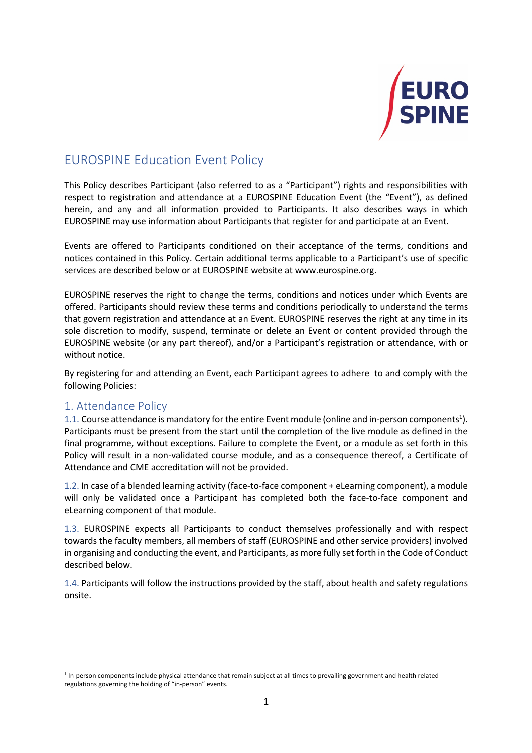# EUROSPINE Education Event Policy

This Policy describes Participant (also referred to as a "Participant") rights and responsibilities with respect to registration and attendance at a EUROSPINE Education Event (the "Event"), as defined herein, and any and all information provided to Participants. It also describes ways in which EUROSPINE may use information about Participants that register for and participate at an Event.

Events are offered to Participants conditioned on their acceptance of the terms, conditions and notices contained in this Policy. Certain additional terms applicable to a Participant's use of specific services are described below or at EUROSPINE website at www.eurospine.org.

EUROSPINE reserves the right to change the terms, conditions and notices under which Events are offered. Participants should review these terms and conditions periodically to understand the terms that govern registration and attendance at an Event. EUROSPINE reserves the right at any time in its sole discretion to modify, suspend, terminate or delete an Event or content provided through the EUROSPINE website (or any part thereof), and/or a Participant's registration or attendance, with or without notice.

By registering for and attending an Event, each Participant agrees to adhere to and comply with the following Policies:

## 1. Attendance Policy

1.1. Course attendance is mandatory for the entire Event module (online and in-person components[1]). Participants must be present from the start until the completion of the live module as defined in the final programme, without exceptions. Failure to complete the Event, or a module as set forth in this Policy will result in a non-validated course module, and as a consequence thereof, a Certificate of Attendance and CME accreditation will not be provided.

1.2. In case of a blended learning activity (face-to-face component + eLearning component), a module will only be validated once a Participant has completed both the face-to-face component and eLearning component of that module.

1.3. EUROSPINE expects all Participants to conduct themselves professionally and with respect towards the faculty members, all members of staff (EUROSPINE and other service providers) involved in organising and conducting the event, and Participants, as more fully set forth in the Code of Conduct described below.

1.4. Participants will follow the instructions provided by the staff, about health and safety regulations onsite.

[1] In-person components include physical attendance that remain subject at all times to prevailing government and health related regulations governing the holding of "in-person" events.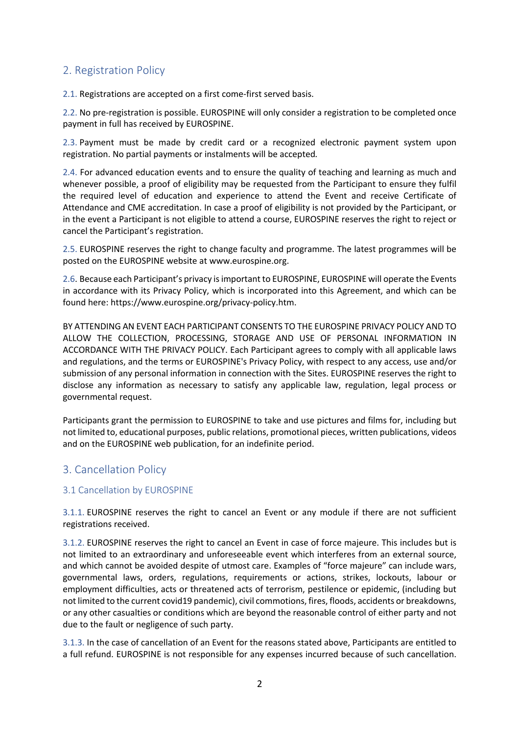## 2. Registration Policy

2.1. Registrations are accepted on a first come-first served basis.

2.2. No pre-registration is possible. EUROSPINE will only consider a registration to be completed once payment in full has received by EUROSPINE.

2.3. Payment must be made by credit card or a recognized electronic payment system upon registration. No partial payments or instalments will be accepted.

2.4. For advanced education events and to ensure the quality of teaching and learning as much and whenever possible, a proof of eligibility may be requested from the Participant to ensure they fulfil the required level of education and experience to attend the Event and receive Certificate of Attendance and CME accreditation. In case a proof of eligibility is not provided by the Participant, or in the event a Participant is not eligible to attend a course, EUROSPINE reserves the right to reject or cancel the Participant's registration.

2.5. EUROSPINE reserves the right to change faculty and programme. The latest programmes will be posted on the EUROSPINE website at www.eurospine.org.

2.6. Because each Participant's privacy is important to EUROSPINE, EUROSPINE will operate the Events in accordance with its Privacy Policy, which is incorporated into this Agreement, and which can be found here: https://www.eurospine.org/privacy-policy.htm.

BY ATTENDING AN EVENT EACH PARTICIPANT CONSENTS TO THE EUROSPINE PRIVACY POLICY AND TO ALLOW THE COLLECTION, PROCESSING, STORAGE AND USE OF PERSONAL INFORMATION IN ACCORDANCE WITH THE PRIVACY POLICY. Each Participant agrees to comply with all applicable laws and regulations, and the terms or EUROSPINE's Privacy Policy, with respect to any access, use and/or submission of any personal information in connection with the Sites. EUROSPINE reserves the right to disclose any information as necessary to satisfy any applicable law, regulation, legal process or governmental request.

Participants grant the permission to EUROSPINE to take and use pictures and films for, including but not limited to, educational purposes, public relations, promotional pieces, written publications, videos and on the EUROSPINE web publication, for an indefinite period.

## 3. Cancellation Policy

### 3.1 Cancellation by EUROSPINE

3.1.1. EUROSPINE reserves the right to cancel an Event or any module if there are not sufficient registrations received.

3.1.2. EUROSPINE reserves the right to cancel an Event in case of force majeure. This includes but is not limited to an extraordinary and unforeseeable event which interferes from an external source, and which cannot be avoided despite of utmost care. Examples of "force majeure" can include wars, governmental laws, orders, regulations, requirements or actions, strikes, lockouts, labour or employment difficulties, acts or threatened acts of terrorism, pestilence or epidemic, (including but not limited to the current covid19 pandemic), civil commotions, fires, floods, accidents or breakdowns, or any other casualties or conditions which are beyond the reasonable control of either party and not due to the fault or negligence of such party.

3.1.3. In the case of cancellation of an Event for the reasons stated above, Participants are entitled to a full refund. EUROSPINE is not responsible for any expenses incurred because of such cancellation.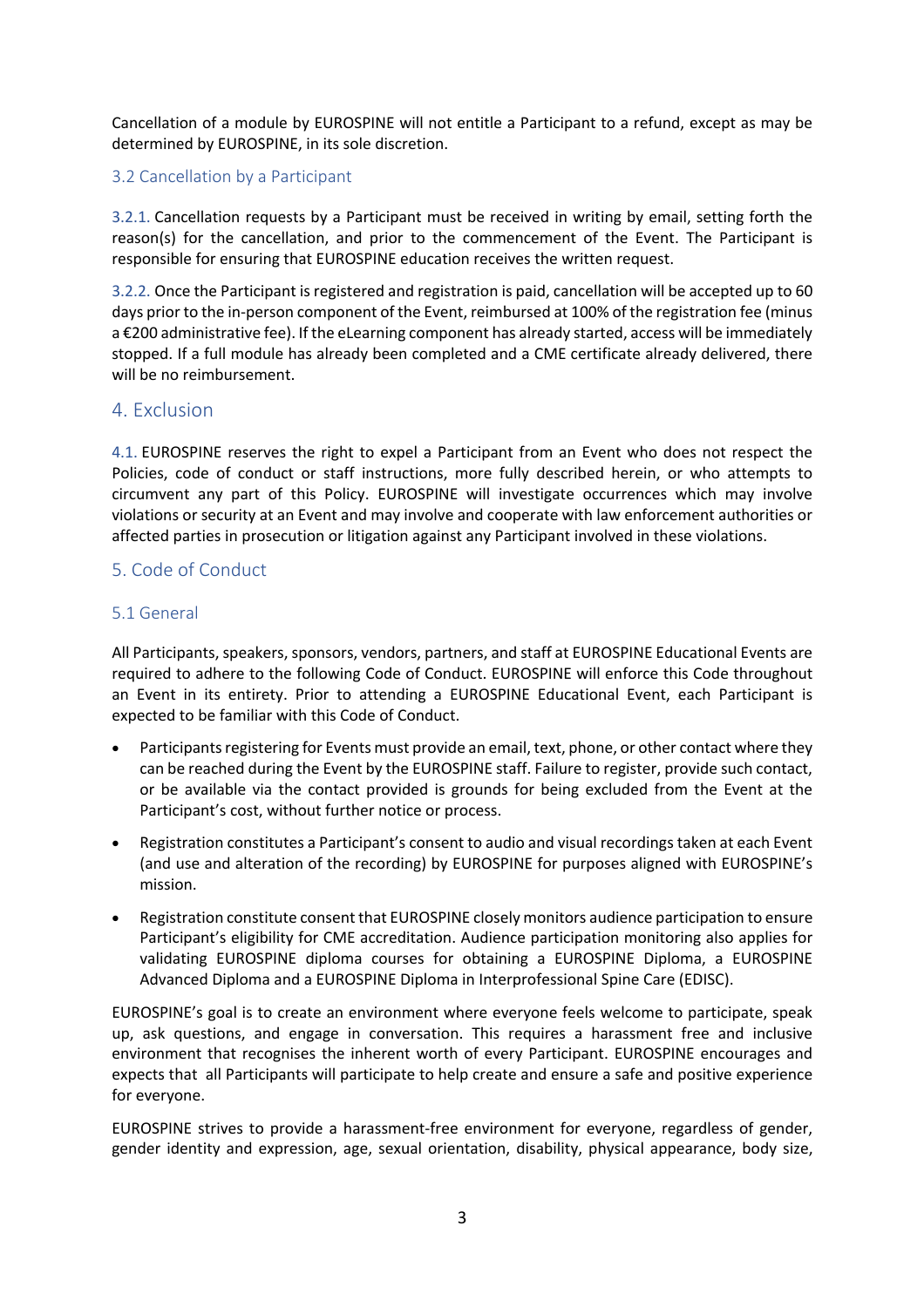Cancellation of a module by EUROSPINE will not entitle a Participant to a refund, except as may be determined by EUROSPINE, in its sole discretion.

### 3.2 Cancellation by a Participant

3.2.1. Cancellation requests by a Participant must be received in writing by email, setting forth the reason(s) for the cancellation, and prior to the commencement of the Event. The Participant is responsible for ensuring that EUROSPINE education receives the written request.

3.2.2. Once the Participant is registered and registration is paid, cancellation will be accepted up to 60 days prior to the in-person component of the Event, reimbursed at 100% of the registration fee (minus a €200 administrative fee). If the eLearning component has already started, access will be immediately stopped. If a full module has already been completed and a CME certificate already delivered, there will be no reimbursement.

## 4. Exclusion

4.1. EUROSPINE reserves the right to expel a Participant from an Event who does not respect the Policies, code of conduct or staff instructions, more fully described herein, or who attempts to circumvent any part of this Policy. EUROSPINE will investigate occurrences which may involve violations or security at an Event and may involve and cooperate with law enforcement authorities or affected parties in prosecution or litigation against any Participant involved in these violations.

## 5. Code of Conduct

### 5.1 General

All Participants, speakers, sponsors, vendors, partners, and staff at EUROSPINE Educational Events are required to adhere to the following Code of Conduct. EUROSPINE will enforce this Code throughout an Event in its entirety. Prior to attending a EUROSPINE Educational Event, each Participant is expected to be familiar with this Code of Conduct.

- Participants registering for Events must provide an email, text, phone, or other contact where they can be reached during the Event by the EUROSPINE staff. Failure to register, provide such contact, or be available via the contact provided is grounds for being excluded from the Event at the Participant's cost, without further notice or process.
- Registration constitutes a Participant's consent to audio and visual recordings taken at each Event (and use and alteration of the recording) by EUROSPINE for purposes aligned with EUROSPINE's mission.
- Registration constitute consent that EUROSPINE closely monitors audience participation to ensure Participant's eligibility for CME accreditation. Audience participation monitoring also applies for validating EUROSPINE diploma courses for obtaining a EUROSPINE Diploma, a EUROSPINE Advanced Diploma and a EUROSPINE Diploma in Interprofessional Spine Care (EDISC).

EUROSPINE's goal is to create an environment where everyone feels welcome to participate, speak up, ask questions, and engage in conversation. This requires a harassment free and inclusive environment that recognises the inherent worth of every Participant. EUROSPINE encourages and expects that all Participants will participate to help create and ensure a safe and positive experience for everyone.

EUROSPINE strives to provide a harassment-free environment for everyone, regardless of gender, gender identity and expression, age, sexual orientation, disability, physical appearance, body size,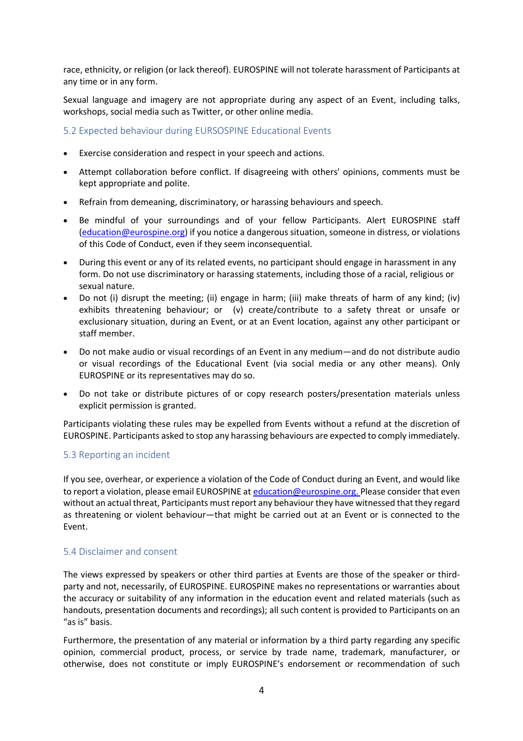race, ethnicity, or religion (or lack thereof). EUROSPINE will not tolerate harassment of Participants at any time or in any form.

Sexual language and imagery are not appropriate during any aspect of an Event, including talks, workshops, social media such as Twitter, or other online media.

### 5.2 Expected behaviour during EURSOSPINE Educational Events

- Exercise consideration and respect in your speech and actions.
- Attempt collaboration before conflict. If disagreeing with others' opinions, comments must be kept appropriate and polite.
- Refrain from demeaning, discriminatory, or harassing behaviours and speech.
- Be mindful of your surroundings and of your fellow Participants. Alert EUROSPINE staff (education@eurospine.org) if you notice a dangerous situation, someone in distress, or violations of this Code of Conduct, even if they seem inconsequential.
- During this event or any of its related events, no participant should engage in harassment in any form. Do not use discriminatory or harassing statements, including those of a racial, religious or sexual nature.
- Do not (i) disrupt the meeting; (ii) engage in harm; (iii) make threats of harm of any kind; (iv) exhibits threatening behaviour; or (v) create/contribute to a safety threat or unsafe or exclusionary situation, during an Event, or at an Event location, against any other participant or staff member.
- Do not make audio or visual recordings of an Event in any medium—and do not distribute audio or visual recordings of the Educational Event (via social media or any other means). Only EUROSPINE or its representatives may do so.
- Do not take or distribute pictures of or copy research posters/presentation materials unless explicit permission is granted.

Participants violating these rules may be expelled from Events without a refund at the discretion of EUROSPINE. Participants asked to stop any harassing behaviours are expected to comply immediately.

### 5.3 Reporting an incident

If you see, overhear, or experience a violation of the Code of Conduct during an Event, and would like to report a violation, please email EUROSPINE at education@eurospine.org. Please consider that even without an actual threat, Participants must report any behaviour they have witnessed that they regard as threatening or violent behaviour—that might be carried out at an Event or is connected to the Event.

### 5.4 Disclaimer and consent

The views expressed by speakers or other third parties at Events are those of the speaker or third-party and not, necessarily, of EUROSPINE. EUROSPINE makes no representations or warranties about the accuracy or suitability of any information in the education event and related materials (such as handouts, presentation documents and recordings); all such content is provided to Participants on an "as is" basis.

Furthermore, the presentation of any material or information by a third party regarding any specific opinion, commercial product, process, or service by trade name, trademark, manufacturer, or otherwise, does not constitute or imply EUROSPINE's endorsement or recommendation of such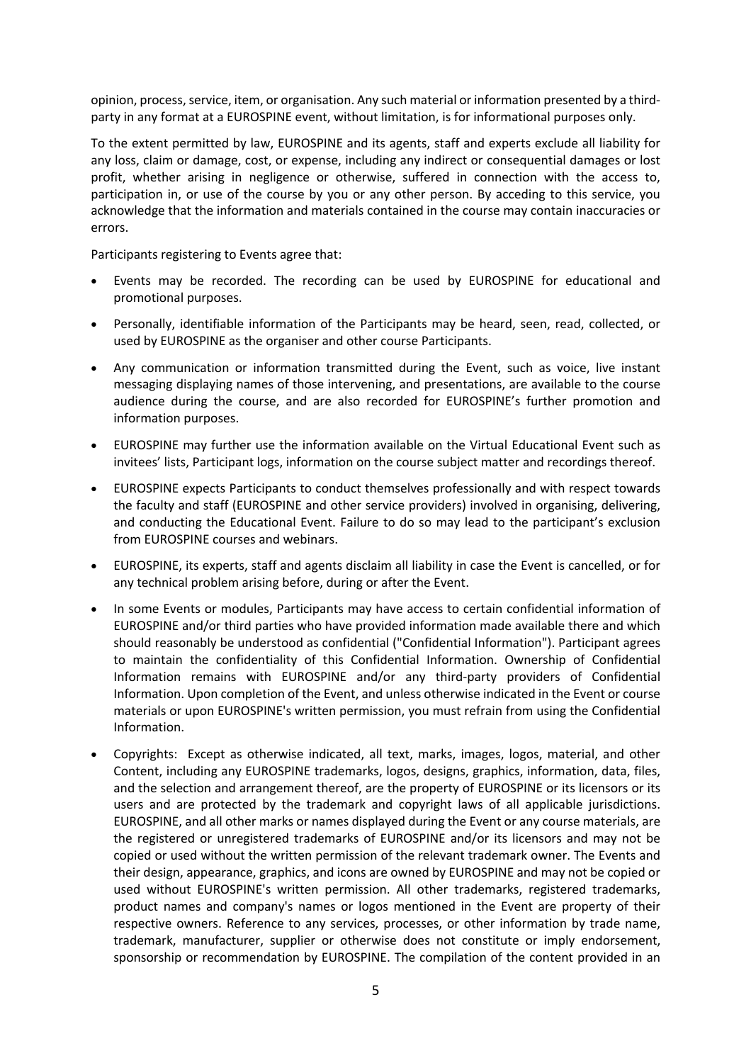opinion, process, service, item, or organisation. Any such material or information presented by a third-party in any format at a EUROSPINE event, without limitation, is for informational purposes only.

To the extent permitted by law, EUROSPINE and its agents, staff and experts exclude all liability for any loss, claim or damage, cost, or expense, including any indirect or consequential damages or lost profit, whether arising in negligence or otherwise, suffered in connection with the access to, participation in, or use of the course by you or any other person. By acceding to this service, you acknowledge that the information and materials contained in the course may contain inaccuracies or errors.

Participants registering to Events agree that:

- Events may be recorded. The recording can be used by EUROSPINE for educational and promotional purposes.
- Personally, identifiable information of the Participants may be heard, seen, read, collected, or used by EUROSPINE as the organiser and other course Participants.
- Any communication or information transmitted during the Event, such as voice, live instant messaging displaying names of those intervening, and presentations, are available to the course audience during the course, and are also recorded for EUROSPINE's further promotion and information purposes.
- EUROSPINE may further use the information available on the Virtual Educational Event such as invitees' lists, Participant logs, information on the course subject matter and recordings thereof.
- EUROSPINE expects Participants to conduct themselves professionally and with respect towards the faculty and staff (EUROSPINE and other service providers) involved in organising, delivering, and conducting the Educational Event. Failure to do so may lead to the participant's exclusion from EUROSPINE courses and webinars.
- EUROSPINE, its experts, staff and agents disclaim all liability in case the Event is cancelled, or for any technical problem arising before, during or after the Event.
- In some Events or modules, Participants may have access to certain confidential information of EUROSPINE and/or third parties who have provided information made available there and which should reasonably be understood as confidential ("Confidential Information"). Participant agrees to maintain the confidentiality of this Confidential Information. Ownership of Confidential Information remains with EUROSPINE and/or any third-party providers of Confidential Information. Upon completion of the Event, and unless otherwise indicated in the Event or course materials or upon EUROSPINE's written permission, you must refrain from using the Confidential Information.
- Copyrights: Except as otherwise indicated, all text, marks, images, logos, material, and other Content, including any EUROSPINE trademarks, logos, designs, graphics, information, data, files, and the selection and arrangement thereof, are the property of EUROSPINE or its licensors or its users and are protected by the trademark and copyright laws of all applicable jurisdictions. EUROSPINE, and all other marks or names displayed during the Event or any course materials, are the registered or unregistered trademarks of EUROSPINE and/or its licensors and may not be copied or used without the written permission of the relevant trademark owner. The Events and their design, appearance, graphics, and icons are owned by EUROSPINE and may not be copied or used without EUROSPINE's written permission. All other trademarks, registered trademarks, product names and company's names or logos mentioned in the Event are property of their respective owners. Reference to any services, processes, or other information by trade name, trademark, manufacturer, supplier or otherwise does not constitute or imply endorsement, sponsorship or recommendation by EUROSPINE. The compilation of the content provided in an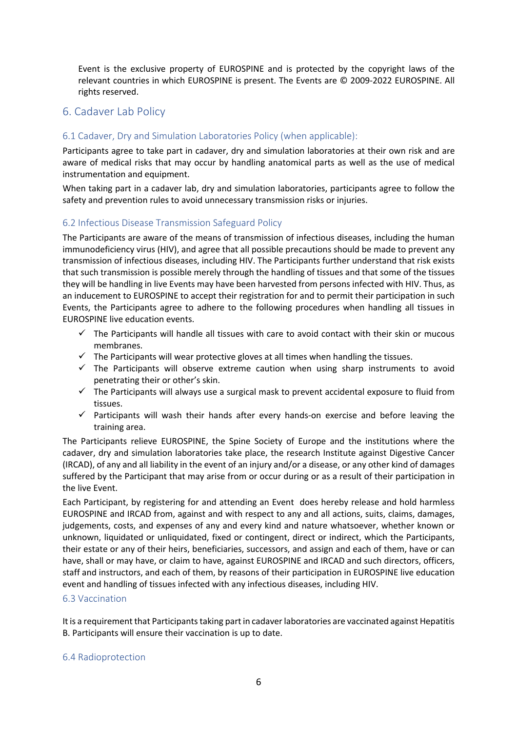Event is the exclusive property of EUROSPINE and is protected by the copyright laws of the relevant countries in which EUROSPINE is present. The Events are © 2009-2022 EUROSPINE. All rights reserved.

## 6. Cadaver Lab Policy

### 6.1 Cadaver, Dry and Simulation Laboratories Policy (when applicable):

Participants agree to take part in cadaver, dry and simulation laboratories at their own risk and are aware of medical risks that may occur by handling anatomical parts as well as the use of medical instrumentation and equipment.

When taking part in a cadaver lab, dry and simulation laboratories, participants agree to follow the safety and prevention rules to avoid unnecessary transmission risks or injuries.

### 6.2 Infectious Disease Transmission Safeguard Policy

The Participants are aware of the means of transmission of infectious diseases, including the human immunodeficiency virus (HIV), and agree that all possible precautions should be made to prevent any transmission of infectious diseases, including HIV. The Participants further understand that risk exists that such transmission is possible merely through the handling of tissues and that some of the tissues they will be handling in live Events may have been harvested from persons infected with HIV. Thus, as an inducement to EUROSPINE to accept their registration for and to permit their participation in such Events, the Participants agree to adhere to the following procedures when handling all tissues in EUROSPINE live education events.

- ✓ The Participants will handle all tissues with care to avoid contact with their skin or mucous membranes.
- ✓ The Participants will wear protective gloves at all times when handling the tissues.
- ✓ The Participants will observe extreme caution when using sharp instruments to avoid penetrating their or other's skin.
- ✓ The Participants will always use a surgical mask to prevent accidental exposure to fluid from tissues.
- ✓ Participants will wash their hands after every hands-on exercise and before leaving the training area.

The Participants relieve EUROSPINE, the Spine Society of Europe and the institutions where the cadaver, dry and simulation laboratories take place, the research Institute against Digestive Cancer (IRCAD), of any and all liability in the event of an injury and/or a disease, or any other kind of damages suffered by the Participant that may arise from or occur during or as a result of their participation in the live Event.

Each Participant, by registering for and attending an Event does hereby release and hold harmless EUROSPINE and IRCAD from, against and with respect to any and all actions, suits, claims, damages, judgements, costs, and expenses of any and every kind and nature whatsoever, whether known or unknown, liquidated or unliquidated, fixed or contingent, direct or indirect, which the Participants, their estate or any of their heirs, beneficiaries, successors, and assign and each of them, have or can have, shall or may have, or claim to have, against EUROSPINE and IRCAD and such directors, officers, staff and instructors, and each of them, by reasons of their participation in EUROSPINE live education event and handling of tissues infected with any infectious diseases, including HIV.

### 6.3 Vaccination

It is a requirement that Participants taking part in cadaver laboratories are vaccinated against Hepatitis B. Participants will ensure their vaccination is up to date.

### 6.4 Radioprotection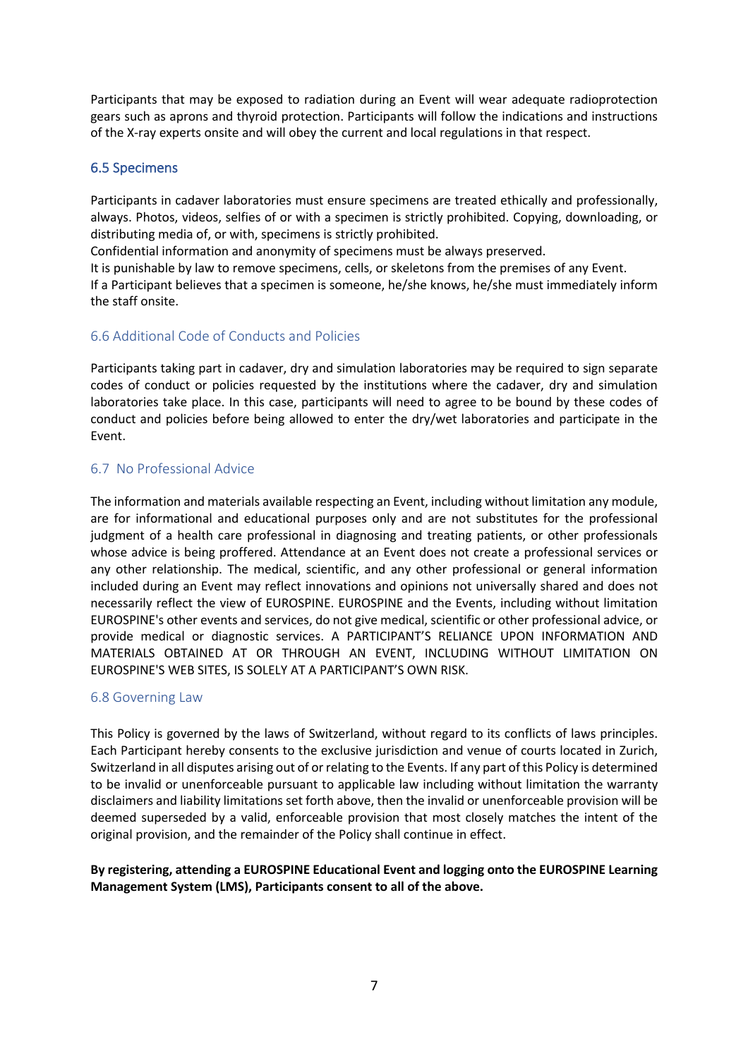Participants that may be exposed to radiation during an Event will wear adequate radioprotection gears such as aprons and thyroid protection. Participants will follow the indications and instructions of the X-ray experts onsite and will obey the current and local regulations in that respect.

### 6.5 Specimens

Participants in cadaver laboratories must ensure specimens are treated ethically and professionally, always. Photos, videos, selfies of or with a specimen is strictly prohibited. Copying, downloading, or distributing media of, or with, specimens is strictly prohibited.
Confidential information and anonymity of specimens must be always preserved.
It is punishable by law to remove specimens, cells, or skeletons from the premises of any Event.
If a Participant believes that a specimen is someone, he/she knows, he/she must immediately inform the staff onsite.

### 6.6 Additional Code of Conducts and Policies

Participants taking part in cadaver, dry and simulation laboratories may be required to sign separate codes of conduct or policies requested by the institutions where the cadaver, dry and simulation laboratories take place. In this case, participants will need to agree to be bound by these codes of conduct and policies before being allowed to enter the dry/wet laboratories and participate in the Event.

### 6.7 No Professional Advice

The information and materials available respecting an Event, including without limitation any module, are for informational and educational purposes only and are not substitutes for the professional judgment of a health care professional in diagnosing and treating patients, or other professionals whose advice is being proffered. Attendance at an Event does not create a professional services or any other relationship. The medical, scientific, and any other professional or general information included during an Event may reflect innovations and opinions not universally shared and does not necessarily reflect the view of EUROSPINE. EUROSPINE and the Events, including without limitation EUROSPINE's other events and services, do not give medical, scientific or other professional advice, or provide medical or diagnostic services. A PARTICIPANT'S RELIANCE UPON INFORMATION AND MATERIALS OBTAINED AT OR THROUGH AN EVENT, INCLUDING WITHOUT LIMITATION ON EUROSPINE'S WEB SITES, IS SOLELY AT A PARTICIPANT'S OWN RISK.

### 6.8 Governing Law

This Policy is governed by the laws of Switzerland, without regard to its conflicts of laws principles. Each Participant hereby consents to the exclusive jurisdiction and venue of courts located in Zurich, Switzerland in all disputes arising out of or relating to the Events. If any part of this Policy is determined to be invalid or unenforceable pursuant to applicable law including without limitation the warranty disclaimers and liability limitations set forth above, then the invalid or unenforceable provision will be deemed superseded by a valid, enforceable provision that most closely matches the intent of the original provision, and the remainder of the Policy shall continue in effect.

**By registering, attending a EUROSPINE Educational Event and logging onto the EUROSPINE Learning Management System (LMS), Participants consent to all of the above.**